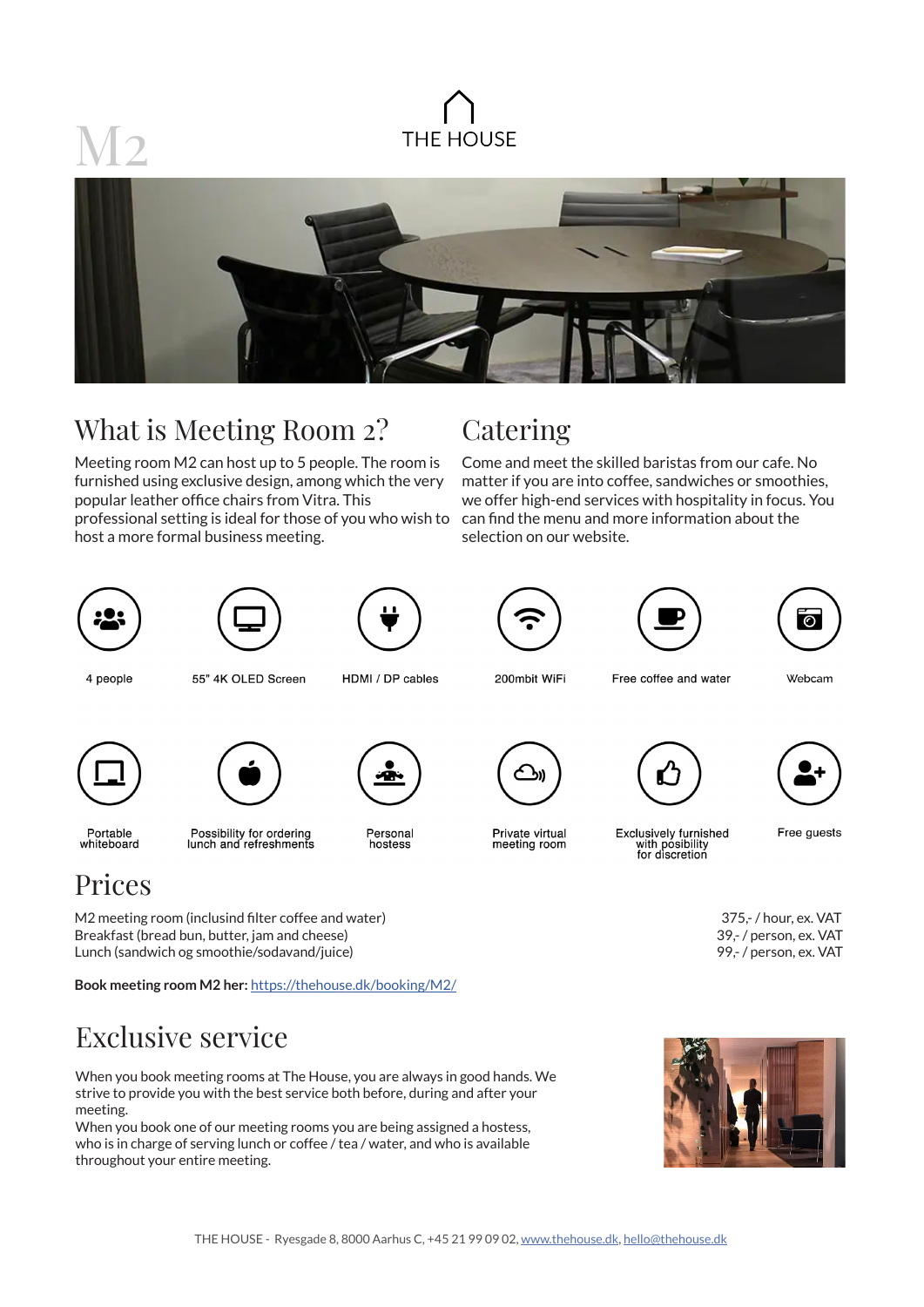# M2

THE HOUSE

## What is Meeting Room 2?

Meeting room M2 can host up to 5 people. The room is furnished using exclusive design, among which the very popular leather office chairs from Vitra. This professional setting is ideal for those of you who wish to host a more formal business meeting.

## Catering

Come and meet the skilled baristas from our cafe. No matter if you are into coffee, sandwiches or smoothies, we offer high-end services with hospitality in focus. You can find the menu and more information about the selection on our website.

- 4 people
- 55" 4K OLED Screen
- HDMI / DP cables
- 200mbit WiFi
- Free coffee and water
- Webcam
- Portable whiteboard
- Possibility for ordering lunch and refreshments
- Personal hostess
- Private virtual meeting room
- Exclusively furnished with posibility for discretion
- Free guests

## Prices

| | |
|---|---|
| M2 meeting room (inclusind filter coffee and water) | 375,- / hour, ex. VAT |
| Breakfast (bread bun, butter, jam and cheese) | 39,- / person, ex. VAT |
| Lunch (sandwich og smoothie/sodavand/juice) | 99,- / person, ex. VAT |

**Book meeting room M2 her:** https://thehouse.dk/booking/M2/

## Exclusive service

When you book meeting rooms at The House, you are always in good hands. We strive to provide you with the best service both before, during and after your meeting.
When you book one of our meeting rooms you are being assigned a hostess, who is in charge of serving lunch or coffee / tea / water, and who is available throughout your entire meeting.

THE HOUSE - Ryesgade 8, 8000 Aarhus C, +45 21 99 09 02, www.thehouse.dk, hello@thehouse.dk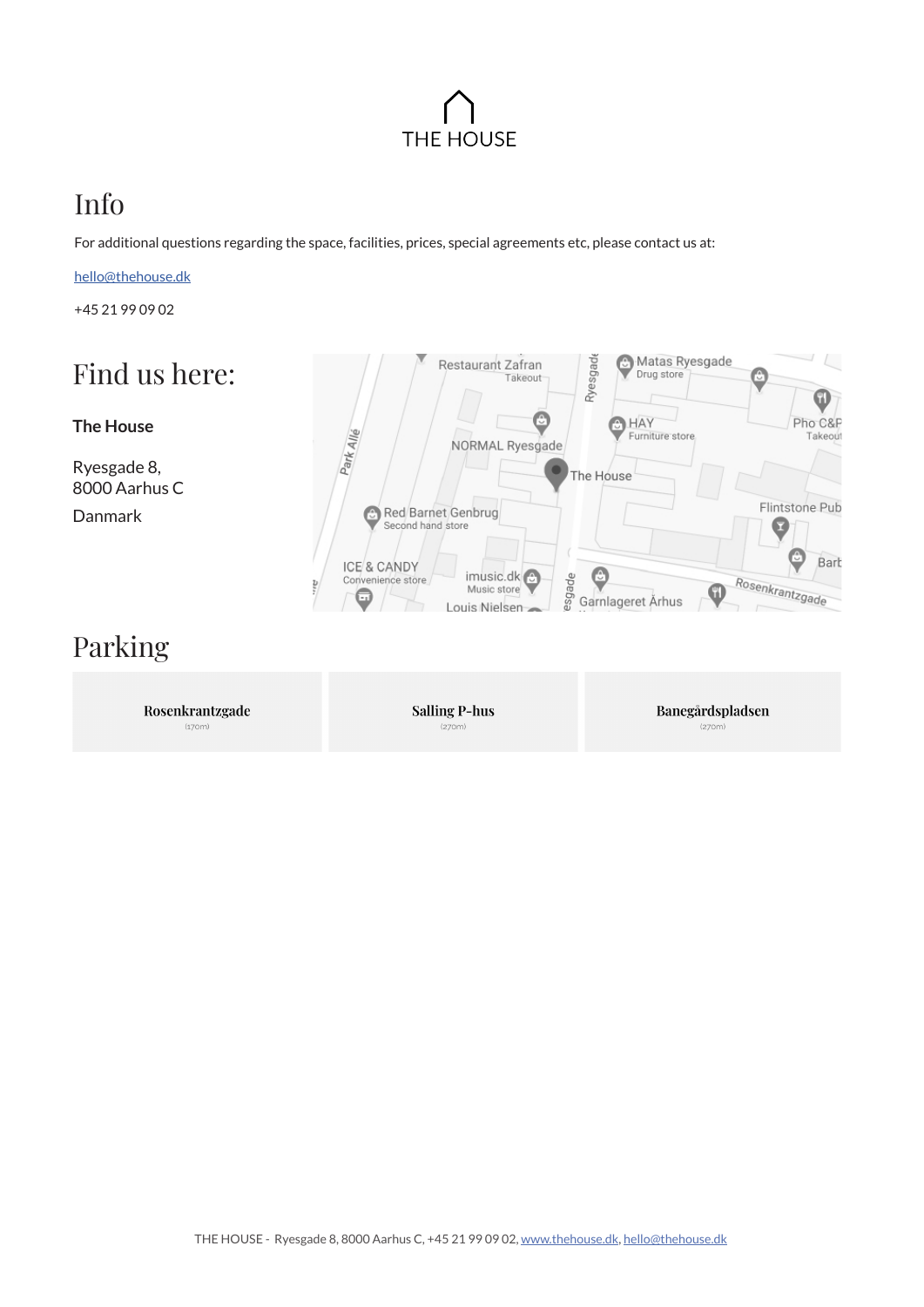THE HOUSE

# Info

For additional questions regarding the space, facilities, prices, special agreements etc, please contact us at:

hello@thehouse.dk

+45 21 99 09 02

# Find us here:

**The House**

Ryesgade 8,
8000 Aarhus C

Danmark

Restaurant Zafran
Takeout

Ryesgade

Matas Ryesgade
Drug store

Pho C&P
Takeout

HAY
Furniture store

NORMAL Ryesgade

The House

Park Allé

Red Barnet Genbrug
Second hand store

Flintstone Pub

Barb

ICE & CANDY
Convenience store

imusic.dk
Music store

Louis Nielsen

Garnlageret Århus

Rosenkrantzgade

# Parking

| | | |
|---|---|---|
| **Rosenkrantzgade** (170m) | **Salling P-hus** (270m) | **Banegårdspladsen** (270m) |

THE HOUSE - Ryesgade 8, 8000 Aarhus C, +45 21 99 09 02, www.thehouse.dk, hello@thehouse.dk